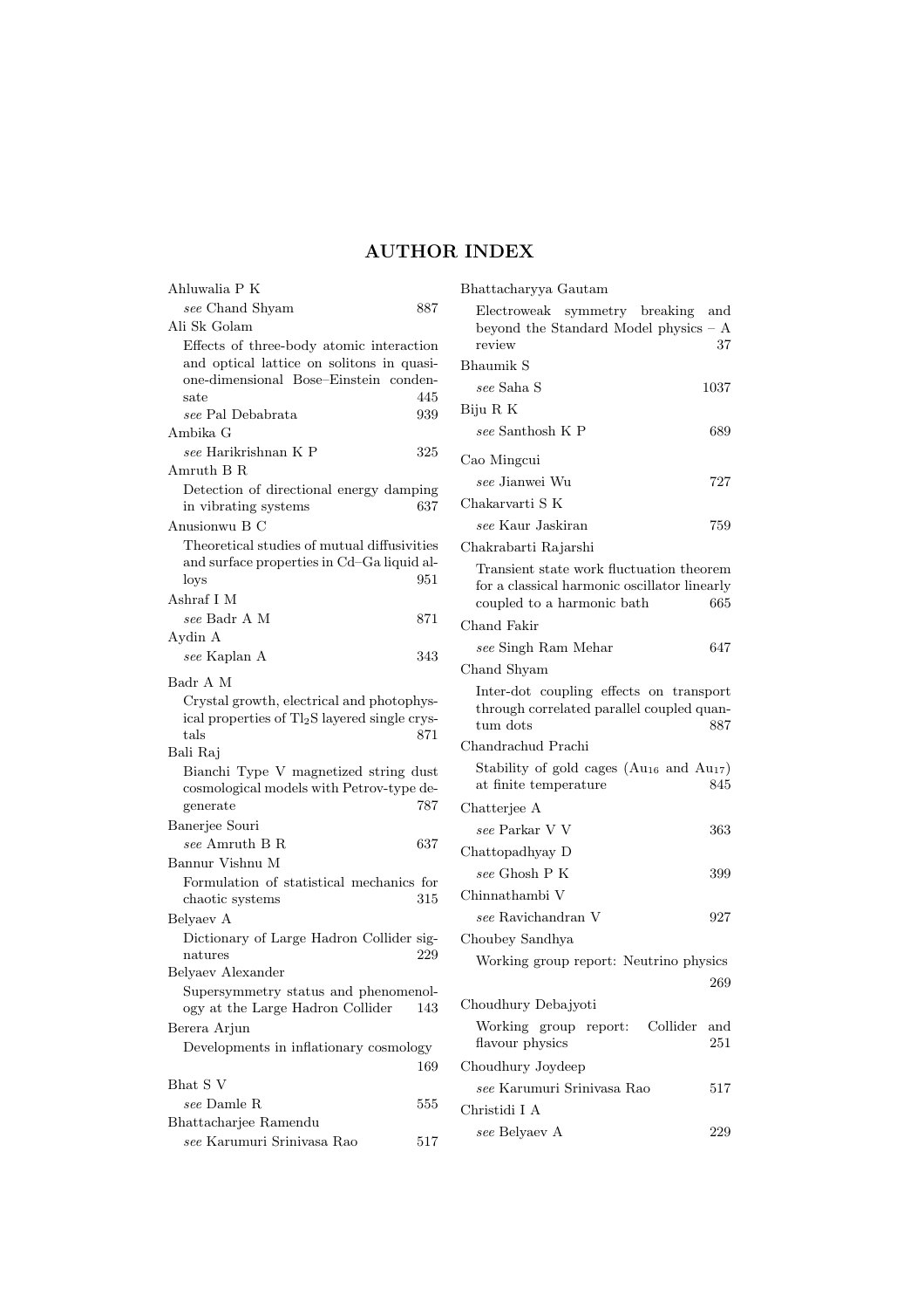# AUTHOR INDEX

Ahluwalia P K
*see* Chand Shyam 887

Ali Sk Golam
Effects of three-body atomic interaction and optical lattice on solitons in quasi-one-dimensional Bose–Einstein condensate 445
*see* Pal Debabrata 939

Ambika G
*see* Harikrishnan K P 325

Amruth B R
Detection of directional energy damping in vibrating systems 637

Anusionwu B C
Theoretical studies of mutual diffusivities and surface properties in Cd–Ga liquid alloys 951

Ashraf I M
*see* Badr A M 871

Aydin A
*see* Kaplan A 343

Badr A M
Crystal growth, electrical and photophysical properties of $Tl_2S$ layered single crystals 871

Bali Raj
Bianchi Type V magnetized string dust cosmological models with Petrov-type degenerate 787

Banerjee Souri
*see* Amruth B R 637

Bannur Vishnu M
Formulation of statistical mechanics for chaotic systems 315

Belyaev A
Dictionary of Large Hadron Collider signatures 229

Belyaev Alexander
Supersymmetry status and phenomenology at the Large Hadron Collider 143

Berera Arjun
Developments in inflationary cosmology 169

Bhat S V
*see* Damle R 555

Bhattacharjee Ramendu
*see* Karumuri Srinivasa Rao 517

Bhattacharyya Gautam
Electroweak symmetry breaking and beyond the Standard Model physics – A review 37

Bhaumik S
*see* Saha S 1037

Biju R K
*see* Santhosh K P 689

Cao Mingcui
*see* Jianwei Wu 727

Chakarvarti S K
*see* Kaur Jaskiran 759

Chakrabarti Rajarshi
Transient state work fluctuation theorem for a classical harmonic oscillator linearly coupled to a harmonic bath 665

Chand Fakir
*see* Singh Ram Mehar 647

Chand Shyam
Inter-dot coupling effects on transport through correlated parallel coupled quantum dots 887

Chandrachud Prachi
Stability of gold cages ($Au_{16}$ and $Au_{17}$) at finite temperature 845

Chatterjee A
*see* Parkar V V 363

Chattopadhyay D
*see* Ghosh P K 399

Chinnathambi V
*see* Ravichandran V 927

Choubey Sandhya
Working group report: Neutrino physics 269

Choudhury Debajyoti
Working group report: Collider and flavour physics 251

Choudhury Joydeep
*see* Karumuri Srinivasa Rao 517

Christidi I A
*see* Belyaev A 229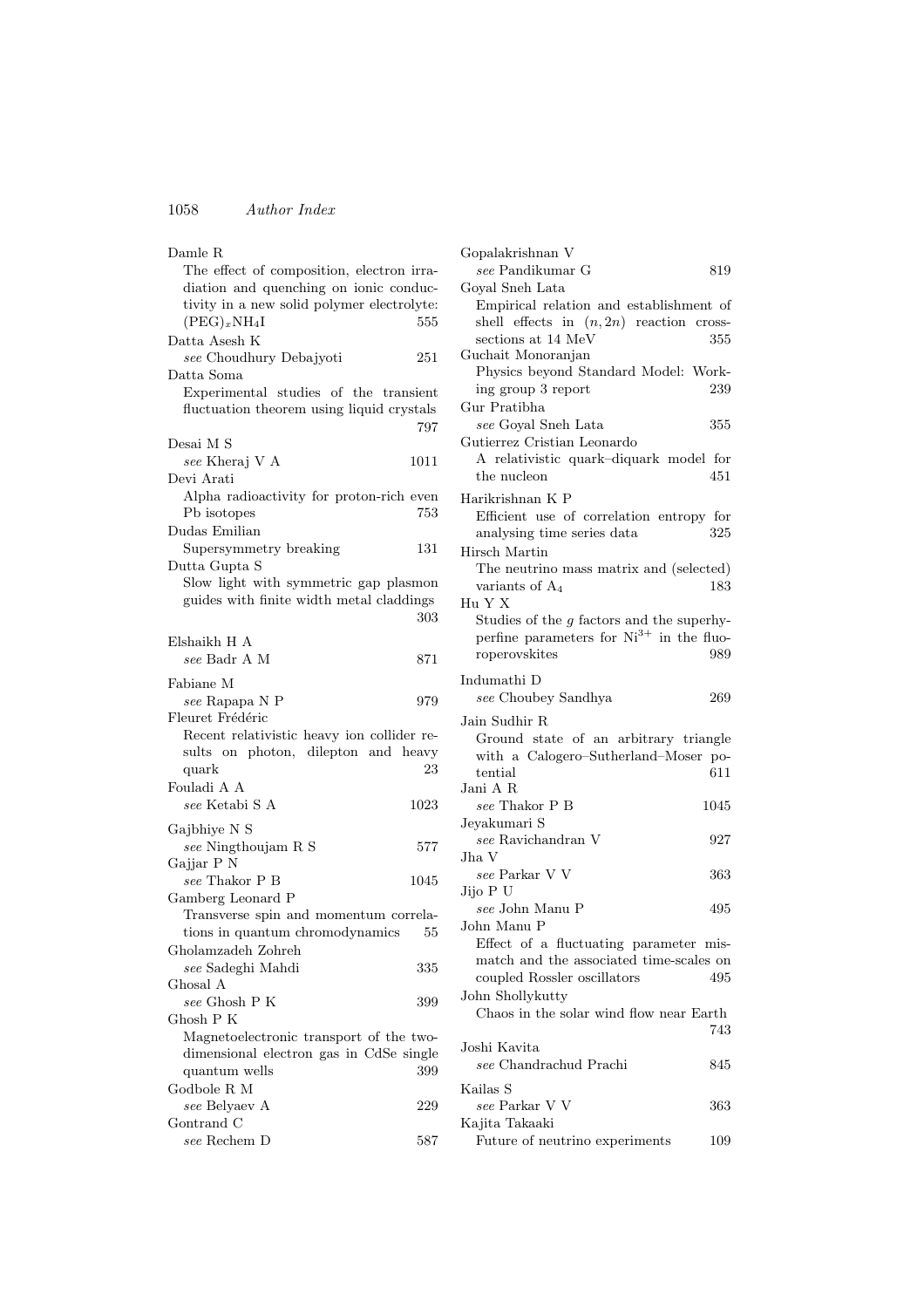Damle R
The effect of composition, electron irradiation and quenching on ionic conductivity in a new solid polymer electrolyte: $(PEG)_xNH_4I$ 555

Datta Asesh K
*see* Choudhury Debajyoti 251

Datta Soma
Experimental studies of the transient fluctuation theorem using liquid crystals 797

Desai M S
*see* Kheraj V A 1011

Devi Arati
Alpha radioactivity for proton-rich even Pb isotopes 753

Dudas Emilian
Supersymmetry breaking 131

Dutta Gupta S
Slow light with symmetric gap plasmon guides with finite width metal claddings 303

Elshaikh H A
*see* Badr A M 871

Fabiane M
*see* Rapapa N P 979

Fleuret Frédéric
Recent relativistic heavy ion collider results on photon, dilepton and heavy quark 23

Fouladi A A
*see* Ketabi S A 1023

Gajbhiye N S
*see* Ningthoujam R S 577

Gajjar P N
*see* Thakor P B 1045

Gamberg Leonard P
Transverse spin and momentum correlations in quantum chromodynamics 55

Gholamzadeh Zohreh
*see* Sadeghi Mahdi 335

Ghosal A
*see* Ghosh P K 399

Ghosh P K
Magnetoelectronic transport of the two-dimensional electron gas in CdSe single quantum wells 399

Godbole R M
*see* Belyaev A 229

Gontrand C
*see* Rechem D 587

Gopalakrishnan V
*see* Pandikumar G 819

Goyal Sneh Lata
Empirical relation and establishment of shell effects in $(n, 2n)$ reaction cross-sections at 14 MeV 355

Guchait Monoranjan
Physics beyond Standard Model: Working group 3 report 239

Gur Pratibha
*see* Goyal Sneh Lata 355

Gutierrez Cristian Leonardo
A relativistic quark–diquark model for the nucleon 451

Harikrishnan K P
Efficient use of correlation entropy for analysing time series data 325

Hirsch Martin
The neutrino mass matrix and (selected) variants of $A_4$ 183

Hu Y X
Studies of the $g$ factors and the superhyperfine parameters for $Ni^{3+}$ in the fluoroperovskites 989

Indumathi D
*see* Choubey Sandhya 269

Jain Sudhir R
Ground state of an arbitrary triangle with a Calogero–Sutherland–Moser potential 611

Jani A R
*see* Thakor P B 1045

Jeyakumari S
*see* Ravichandran V 927

Jha V
*see* Parkar V V 363

Jijo P U
*see* John Manu P 495

John Manu P
Effect of a fluctuating parameter mismatch and the associated time-scales on coupled Rossler oscillators 495

John Shollykutty
Chaos in the solar wind flow near Earth 743

Joshi Kavita
*see* Chandrachud Prachi 845

Kailas S
*see* Parkar V V 363

Kajita Takaaki
Future of neutrino experiments 109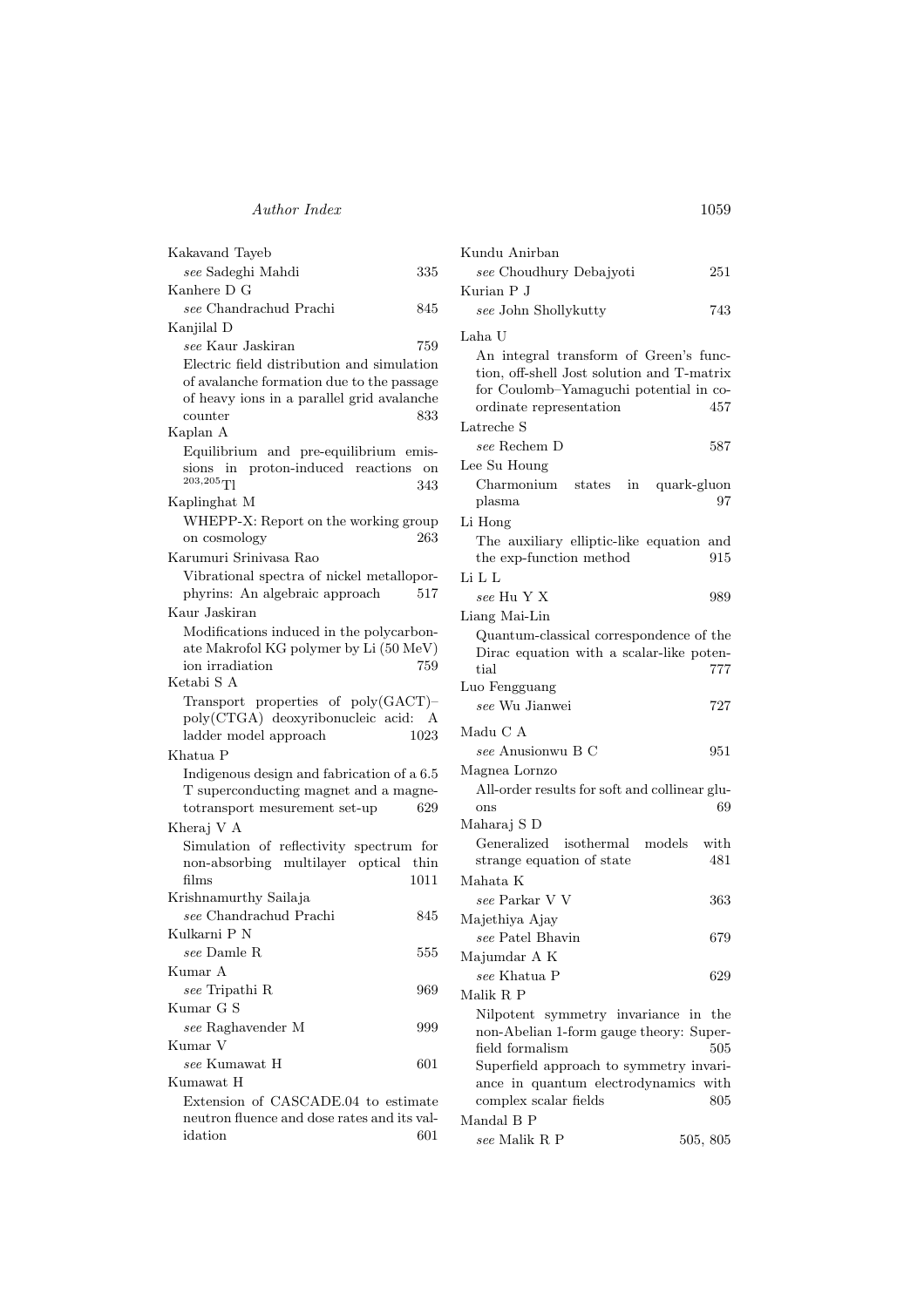Kakavand Tayeb
*see* Sadeghi Mahdi 335

Kanhere D G
*see* Chandrachud Prachi 845

Kanjilal D
*see* Kaur Jaskiran 759
Electric field distribution and simulation of avalanche formation due to the passage of heavy ions in a parallel grid avalanche counter 833

Kaplan A
Equilibrium and pre-equilibrium emissions in proton-induced reactions on $^{203,205}$Tl 343

Kaplinghat M
WHEPP-X: Report on the working group on cosmology 263

Karumuri Srinivasa Rao
Vibrational spectra of nickel metalloporphyrins: An algebraic approach 517

Kaur Jaskiran
Modifications induced in the polycarbonate Makrofol KG polymer by Li (50 MeV) ion irradiation 759

Ketabi S A
Transport properties of poly(GACT)–poly(CTGA) deoxyribonucleic acid: A ladder model approach 1023

Khatua P
Indigenous design and fabrication of a 6.5 T superconducting magnet and a magnetotransport mesurement set-up 629

Kheraj V A
Simulation of reflectivity spectrum for non-absorbing multilayer optical thin films 1011

Krishnamurthy Sailaja
*see* Chandrachud Prachi 845

Kulkarni P N
*see* Damle R 555

Kumar A
*see* Tripathi R 969

Kumar G S
*see* Raghavender M 999

Kumar V
*see* Kumawat H 601

Kumawat H
Extension of CASCADE.04 to estimate neutron fluence and dose rates and its validation 601

Kundu Anirban
*see* Choudhury Debajyoti 251

Kurian P J
*see* John Shollykutty 743

Laha U
An integral transform of Green's function, off-shell Jost solution and T-matrix for Coulomb–Yamaguchi potential in coordinate representation 457

Latreche S
*see* Rechem D 587

Lee Su Houng
Charmonium states in quark-gluon plasma 97

Li Hong
The auxiliary elliptic-like equation and the exp-function method 915

Li L L
*see* Hu Y X 989

Liang Mai-Lin
Quantum-classical correspondence of the Dirac equation with a scalar-like potential 777

Luo Fengguang
*see* Wu Jianwei 727

Madu C A
*see* Anusionwu B C 951

Magnea Lornzo
All-order results for soft and collinear gluons 69

Maharaj S D
Generalized isothermal models with strange equation of state 481

Mahata K
*see* Parkar V V 363

Majethiya Ajay
*see* Patel Bhavin 679

Majumdar A K
*see* Khatua P 629

Malik R P
Nilpotent symmetry invariance in the non-Abelian 1-form gauge theory: Superfield formalism 505
Superfield approach to symmetry invariance in quantum electrodynamics with complex scalar fields 805

Mandal B P
*see* Malik R P 505, 805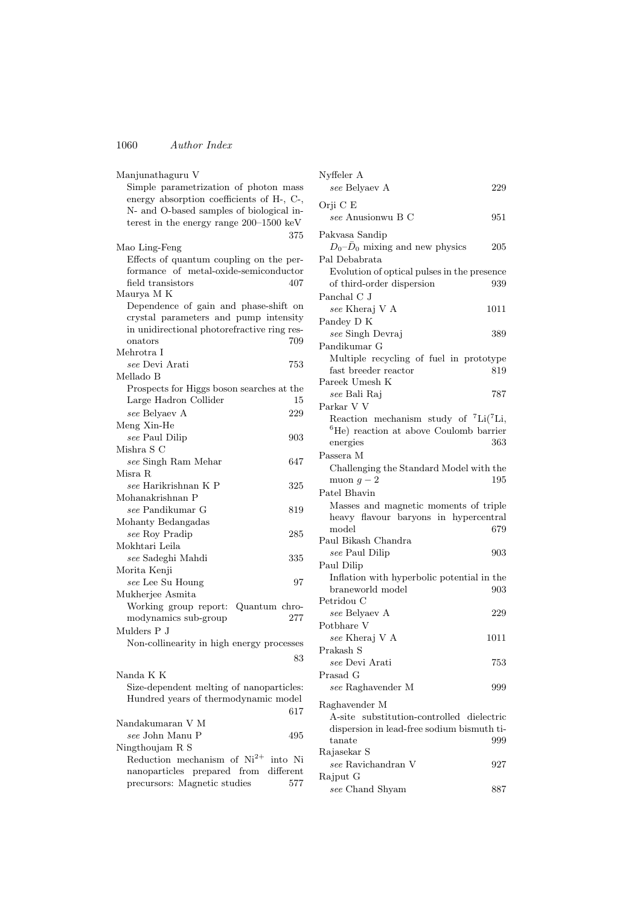Manjunathaguru V
Simple parametrization of photon mass energy absorption coefficients of H-, C-, N- and O-based samples of biological interest in the energy range 200–1500 keV 375

Mao Ling-Feng
Effects of quantum coupling on the performance of metal-oxide-semiconductor field transistors 407

Maurya M K
Dependence of gain and phase-shift on crystal parameters and pump intensity in unidirectional photorefractive ring resonators 709

Mehrotra I
*see* Devi Arati 753

Mellado B
Prospects for Higgs boson searches at the Large Hadron Collider 15
*see* Belyaev A 229

Meng Xin-He
*see* Paul Dilip 903

Mishra S C
*see* Singh Ram Mehar 647

Misra R
*see* Harikrishnan K P 325

Mohanakrishnan P
*see* Pandikumar G 819

Mohanty Bedangadas
*see* Roy Pradip 285

Mokhtari Leila
*see* Sadeghi Mahdi 335

Morita Kenji
*see* Lee Su Houng 97

Mukherjee Asmita
Working group report: Quantum chromodynamics sub-group 277

Mulders P J
Non-collinearity in high energy processes 83

Nanda K K
Size-dependent melting of nanoparticles: Hundred years of thermodynamic model 617

Nandakumaran V M
*see* John Manu P 495

Ningthoujam R S
Reduction mechanism of $Ni^{2+}$ into Ni nanoparticles prepared from different precursors: Magnetic studies 577

Nyffeler A
*see* Belyaev A 229

Orji C E
*see* Anusionwu B C 951

Pakvasa Sandip
$D_0$–$\bar{D}_0$ mixing and new physics 205

Pal Debabrata
Evolution of optical pulses in the presence of third-order dispersion 939

Panchal C J
*see* Kheraj V A 1011

Pandey D K
*see* Singh Devraj 389

Pandikumar G
Multiple recycling of fuel in prototype fast breeder reactor 819

Pareek Umesh K
*see* Bali Raj 787

Parkar V V
Reaction mechanism study of $^{7}$Li($^{7}$Li, $^{6}$He) reaction at above Coulomb barrier energies 363

Passera M
Challenging the Standard Model with the muon $g - 2$ 195

Patel Bhavin
Masses and magnetic moments of triple heavy flavour baryons in hypercentral model 679

Paul Bikash Chandra
*see* Paul Dilip 903

Paul Dilip
Inflation with hyperbolic potential in the braneworld model 903

Petridou C
*see* Belyaev A 229

Potbhare V
*see* Kheraj V A 1011

Prakash S
*see* Devi Arati 753

Prasad G
*see* Raghavender M 999

Raghavender M
A-site substitution-controlled dielectric dispersion in lead-free sodium bismuth titanate 999

Rajasekar S
*see* Ravichandran V 927

Rajput G
*see* Chand Shyam 887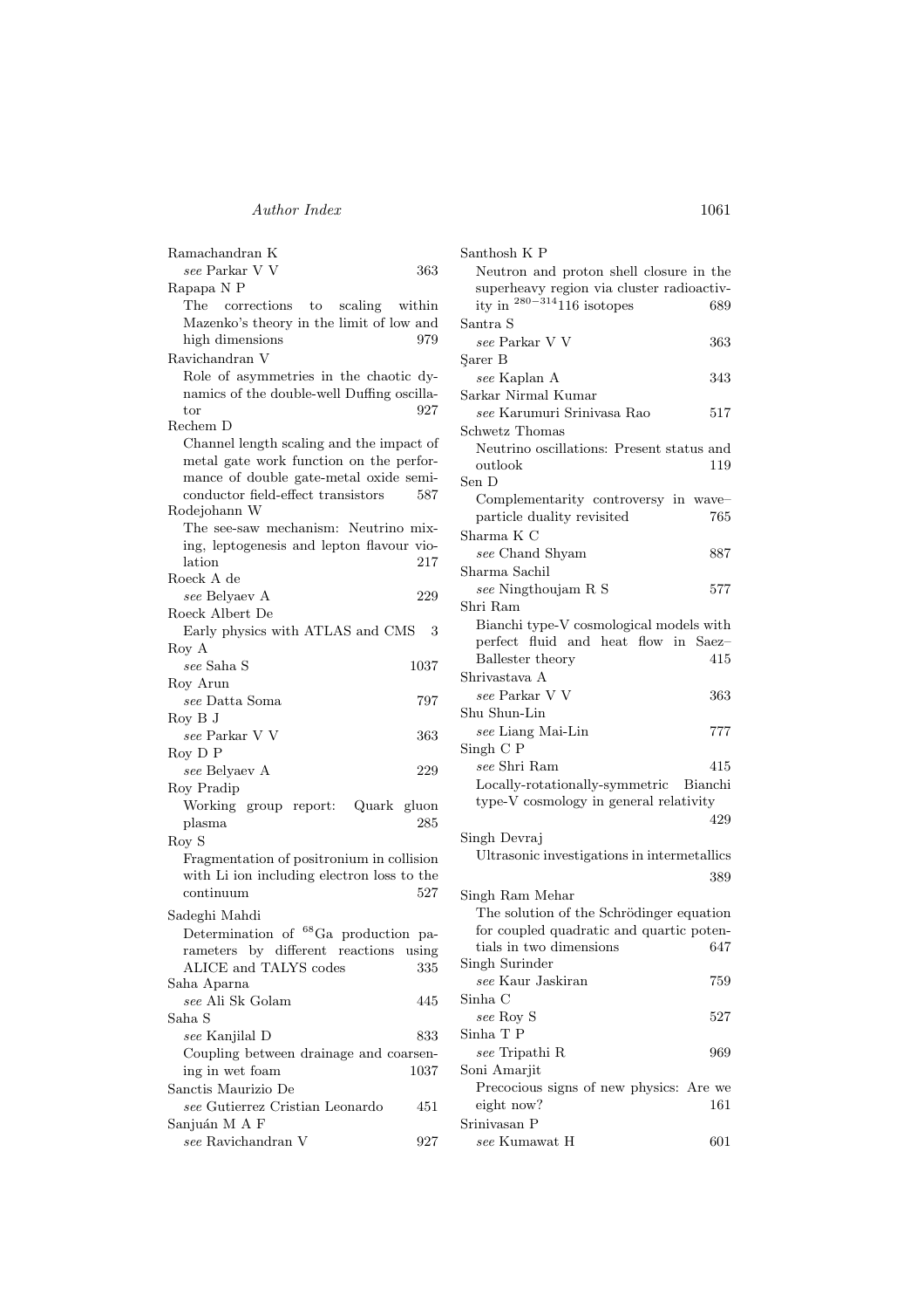Ramachandran K
*see* Parkar V V 363

Rapapa N P
The corrections to scaling within Mazenko's theory in the limit of low and high dimensions 979

Ravichandran V
Role of asymmetries in the chaotic dynamics of the double-well Duffing oscillator 927

Rechem D
Channel length scaling and the impact of metal gate work function on the performance of double gate-metal oxide semiconductor field-effect transistors 587

Rodejohann W
The see-saw mechanism: Neutrino mixing, leptogenesis and lepton flavour violation 217

Roeck A de
*see* Belyaev A 229

Roeck Albert De
Early physics with ATLAS and CMS 3

Roy A
*see* Saha S 1037

Roy Arun
*see* Datta Soma 797

Roy B J
*see* Parkar V V 363

Roy D P
*see* Belyaev A 229

Roy Pradip
Working group report: Quark gluon plasma 285

Roy S
Fragmentation of positronium in collision with Li ion including electron loss to the continuum 527

Sadeghi Mahdi
Determination of $^{68}$Ga production parameters by different reactions using ALICE and TALYS codes 335

Saha Aparna
*see* Ali Sk Golam 445

Saha S
*see* Kanjilal D 833
Coupling between drainage and coarsening in wet foam 1037

Sanctis Maurizio De
*see* Gutierrez Cristian Leonardo 451

Sanjuán M A F
*see* Ravichandran V 927

Santhosh K P
Neutron and proton shell closure in the superheavy region via cluster radioactivity in $^{280-314}$116 isotopes 689

Santra S
*see* Parkar V V 363

Şarer B
*see* Kaplan A 343

Sarkar Nirmal Kumar
*see* Karumuri Srinivasa Rao 517

Schwetz Thomas
Neutrino oscillations: Present status and outlook 119

Sen D
Complementarity controversy in wave–particle duality revisited 765

Sharma K C
*see* Chand Shyam 887

Sharma Sachil
*see* Ningthoujam R S 577

Shri Ram
Bianchi type-V cosmological models with perfect fluid and heat flow in Saez–Ballester theory 415

Shrivastava A
*see* Parkar V V 363

Shu Shun-Lin
*see* Liang Mai-Lin 777

Singh C P
*see* Shri Ram 415
Locally-rotationally-symmetric Bianchi type-V cosmology in general relativity 429

Singh Devraj
Ultrasonic investigations in intermetallics 389

Singh Ram Mehar
The solution of the Schrödinger equation for coupled quadratic and quartic potentials in two dimensions 647

Singh Surinder
*see* Kaur Jaskiran 759

Sinha C
*see* Roy S 527

Sinha T P
*see* Tripathi R 969

Soni Amarjit
Precocious signs of new physics: Are we eight now? 161

Srinivasan P
*see* Kumawat H 601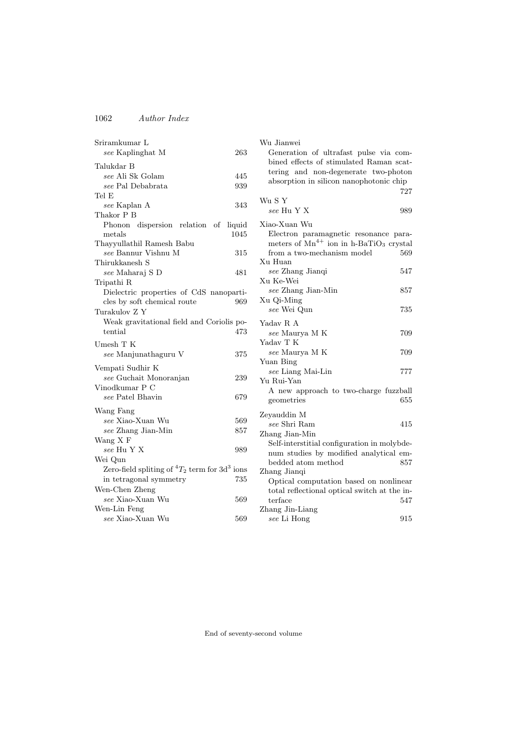Sriramkumar L
*see* Kaplinghat M 263

Talukdar B
*see* Ali Sk Golam 445
*see* Pal Debabrata 939

Tel E
*see* Kaplan A 343

Thakor P B
Phonon dispersion relation of liquid metals 1045

Thayyullathil Ramesh Babu
*see* Bannur Vishnu M 315

Thirukkanesh S
*see* Maharaj S D 481

Tripathi R
Dielectric properties of CdS nanoparticles by soft chemical route 969

Turakulov Z Y
Weak gravitational field and Coriolis potential 473

Umesh T K
*see* Manjunathaguru V 375

Vempati Sudhir K
*see* Guchait Monoranjan 239

Vinodkumar P C
*see* Patel Bhavin 679

Wang Fang
*see* Xiao-Xuan Wu 569
*see* Zhang Jian-Min 857

Wang X F
*see* Hu Y X 989

Wei Qun
Zero-field spliting of ${}^4T_2$ term for $3d^3$ ions in tetragonal symmetry 735

Wen-Chen Zheng
*see* Xiao-Xuan Wu 569

Wen-Lin Feng
*see* Xiao-Xuan Wu 569

Wu Jianwei
Generation of ultrafast pulse via combined effects of stimulated Raman scattering and non-degenerate two-photon absorption in silicon nanophotonic chip 727

Wu S Y
*see* Hu Y X 989

Xiao-Xuan Wu
Electron paramagnetic resonance parameters of $Mn^{4+}$ ion in h-$BaTiO_3$ crystal from a two-mechanism model 569

Xu Huan
*see* Zhang Jianqi 547

Xu Ke-Wei
*see* Zhang Jian-Min 857

Xu Qi-Ming
*see* Wei Qun 735

Yadav R A
*see* Maurya M K 709

Yadav T K
*see* Maurya M K 709

Yuan Bing
*see* Liang Mai-Lin 777

Yu Rui-Yan
A new approach to two-charge fuzzball geometries 655

Zeyauddin M
*see* Shri Ram 415

Zhang Jian-Min
Self-interstitial configuration in molybdenum studies by modified analytical embedded atom method 857

Zhang Jianqi
Optical computation based on nonlinear total reflectional optical switch at the interface 547

Zhang Jin-Liang
*see* Li Hong 915

End of seventy-second volume